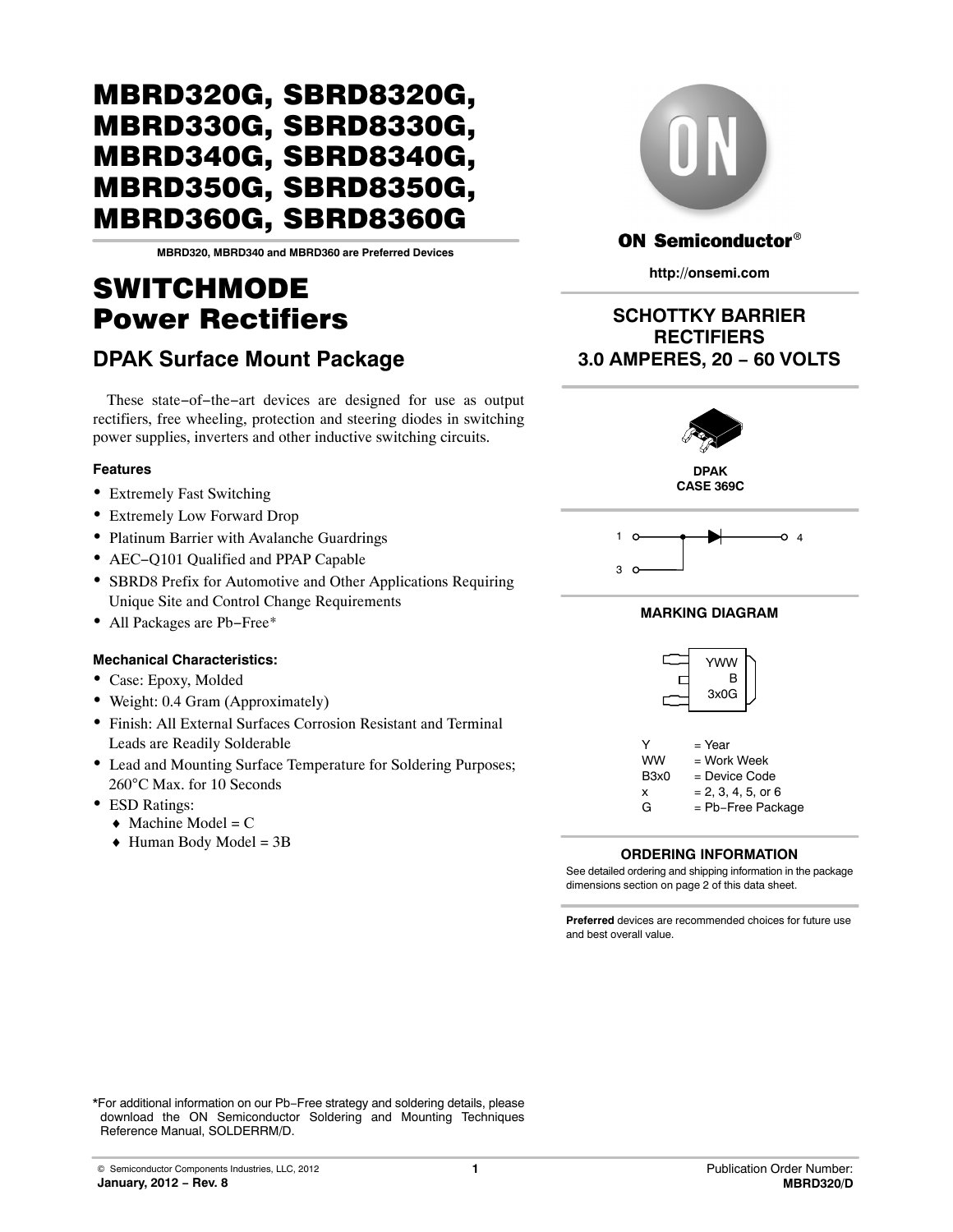# MBRD320G, SBRD8320G, MBRD330G, SBRD8330G, MBRD340G, SBRD8340G, MBRD350G, SBRD8350G, MBRD360G, SBRD8360G

**MBRD320, MBRD340 and MBRD360 are Preferred Devices**

# SWITCHMODE Power Rectifiers

## DPAK Surface Mount Package

These state−of−the−art devices are designed for use as output rectifiers, free wheeling, protection and steering diodes in switching power supplies, inverters and other inductive switching circuits.

### Features

- Extremely Fast Switching
- Extremely Low Forward Drop
- Platinum Barrier with Avalanche Guardrings
- AEC−Q101 Qualified and PPAP Capable
- SBRD8 Prefix for Automotive and Other Applications Requiring Unique Site and Control Change Requirements
- All Packages are Pb−Free*

### Mechanical Characteristics:

- Case: Epoxy, Molded
- Weight: 0.4 Gram (Approximately)
- Finish: All External Surfaces Corrosion Resistant and Terminal Leads are Readily Solderable
- Lead and Mounting Surface Temperature for Soldering Purposes; 260°C Max. for 10 Seconds
- ESD Ratings:
  - Machine Model = C
  - Human Body Model = 3B

**ON Semiconductor®**

**http://onsemi.com**

**SCHOTTKY BARRIER RECTIFIERS 3.0 AMPERES, 20 − 60 VOLTS**

**DPAK CASE 369C**

1, 3 → 4

**MARKING DIAGRAM**

YWW
B
3x0G

| | |
|---|---|
| Y | = Year |
| WW | = Work Week |
| B3x0 | = Device Code |
| x | = 2, 3, 4, 5, or 6 |
| G | = Pb−Free Package |

**ORDERING INFORMATION**

See detailed ordering and shipping information in the package dimensions section on page 2 of this data sheet.

**Preferred** devices are recommended choices for future use and best overall value.

*For additional information on our Pb−Free strategy and soldering details, please download the ON Semiconductor Soldering and Mounting Techniques Reference Manual, SOLDERRM/D.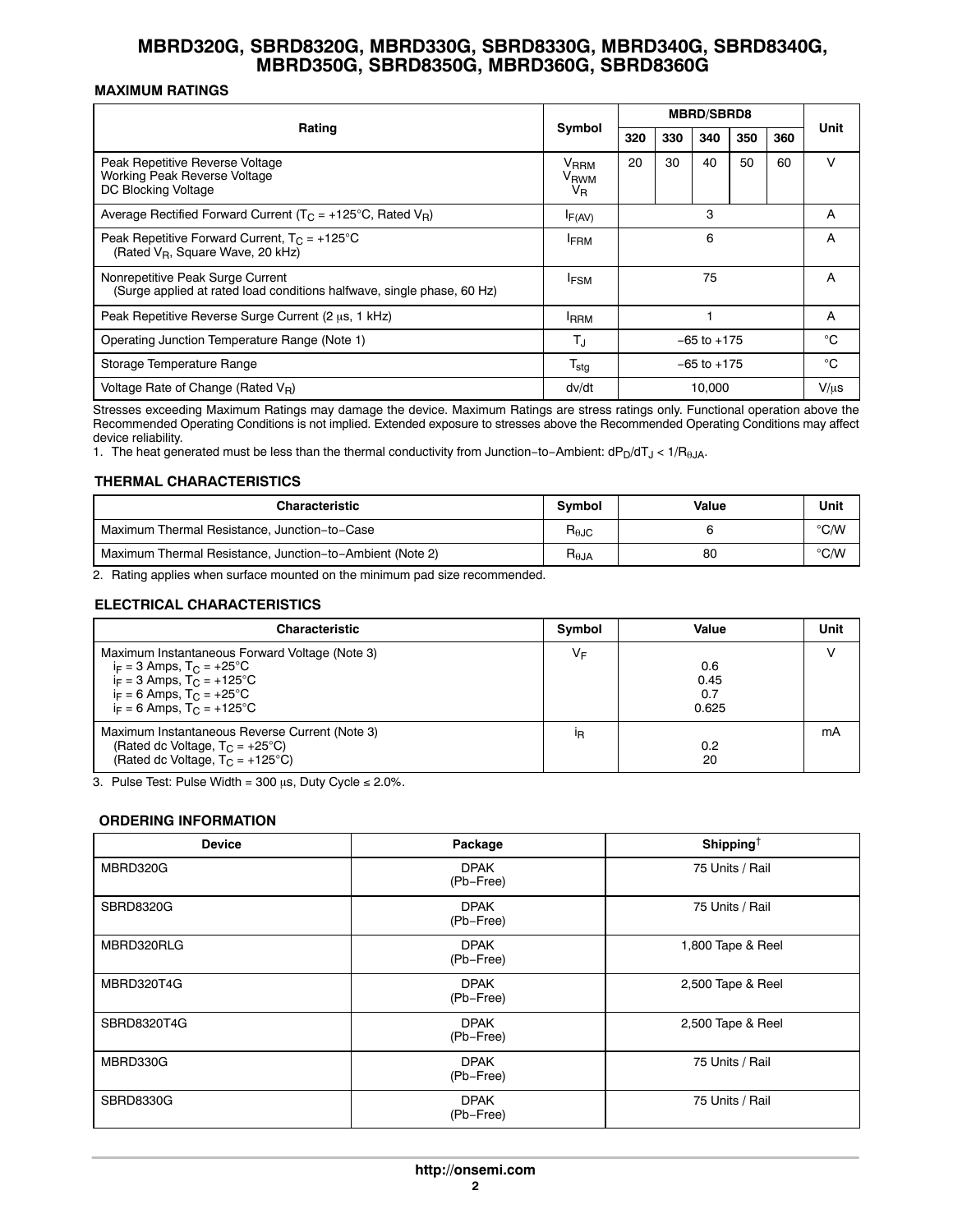# MBRD320G, SBRD8320G, MBRD330G, SBRD8330G, MBRD340G, SBRD8340G, MBRD350G, SBRD8350G, MBRD360G, SBRD8360G

### MAXIMUM RATINGS

| Rating | Symbol | MBRD/SBRD8 | | | | | Unit |
|---|---|---|---|---|---|---|---|
| | | 320 | 330 | 340 | 350 | 360 | |
| Peak Repetitive Reverse Voltage<br>Working Peak Reverse Voltage<br>DC Blocking Voltage | $V_{RRM}$<br>$V_{RWM}$<br>$V_R$ | 20 | 30 | 40 | 50 | 60 | V |
| Average Rectified Forward Current ($T_C$ = +125°C, Rated $V_R$) | $I_{F(AV)}$ | 3 | | | | | A |
| Peak Repetitive Forward Current, $T_C$ = +125°C (Rated $V_R$, Square Wave, 20 kHz) | $I_{FRM}$ | 6 | | | | | A |
| Nonrepetitive Peak Surge Current (Surge applied at rated load conditions halfwave, single phase, 60 Hz) | $I_{FSM}$ | 75 | | | | | A |
| Peak Repetitive Reverse Surge Current (2 μs, 1 kHz) | $I_{RRM}$ | 1 | | | | | A |
| Operating Junction Temperature Range (Note 1) | $T_J$ | −65 to +175 | | | | | °C |
| Storage Temperature Range | $T_{stg}$ | −65 to +175 | | | | | °C |
| Voltage Rate of Change (Rated $V_R$) | dv/dt | 10,000 | | | | | V/μs |

Stresses exceeding Maximum Ratings may damage the device. Maximum Ratings are stress ratings only. Functional operation above the Recommended Operating Conditions is not implied. Extended exposure to stresses above the Recommended Operating Conditions may affect device reliability.

1. The heat generated must be less than the thermal conductivity from Junction−to−Ambient: $dP_D/dT_J < 1/R_{\theta JA}$.

### THERMAL CHARACTERISTICS

| Characteristic | Symbol | Value | Unit |
|---|---|---|---|
| Maximum Thermal Resistance, Junction−to−Case | $R_{\theta JC}$ | 6 | °C/W |
| Maximum Thermal Resistance, Junction−to−Ambient (Note 2) | $R_{\theta JA}$ | 80 | °C/W |

2. Rating applies when surface mounted on the minimum pad size recommended.

### ELECTRICAL CHARACTERISTICS

| Characteristic | Symbol | Value | Unit |
|---|---|---|---|
| Maximum Instantaneous Forward Voltage (Note 3)<br>$i_F$ = 3 Amps, $T_C$ = +25°C<br>$i_F$ = 3 Amps, $T_C$ = +125°C<br>$i_F$ = 6 Amps, $T_C$ = +25°C<br>$i_F$ = 6 Amps, $T_C$ = +125°C | $V_F$ | <br>0.6<br>0.45<br>0.7<br>0.625 | V |
| Maximum Instantaneous Reverse Current (Note 3)<br>(Rated dc Voltage, $T_C$ = +25°C)<br>(Rated dc Voltage, $T_C$ = +125°C) | $i_R$ | <br>0.2<br>20 | mA |

3. Pulse Test: Pulse Width = 300 μs, Duty Cycle ≤ 2.0%.

### ORDERING INFORMATION

| Device | Package | Shipping† |
|---|---|---|
| MBRD320G | DPAK (Pb−Free) | 75 Units / Rail |
| SBRD8320G | DPAK (Pb−Free) | 75 Units / Rail |
| MBRD320RLG | DPAK (Pb−Free) | 1,800 Tape & Reel |
| MBRD320T4G | DPAK (Pb−Free) | 2,500 Tape & Reel |
| SBRD8320T4G | DPAK (Pb−Free) | 2,500 Tape & Reel |
| MBRD330G | DPAK (Pb−Free) | 75 Units / Rail |
| SBRD8330G | DPAK (Pb−Free) | 75 Units / Rail |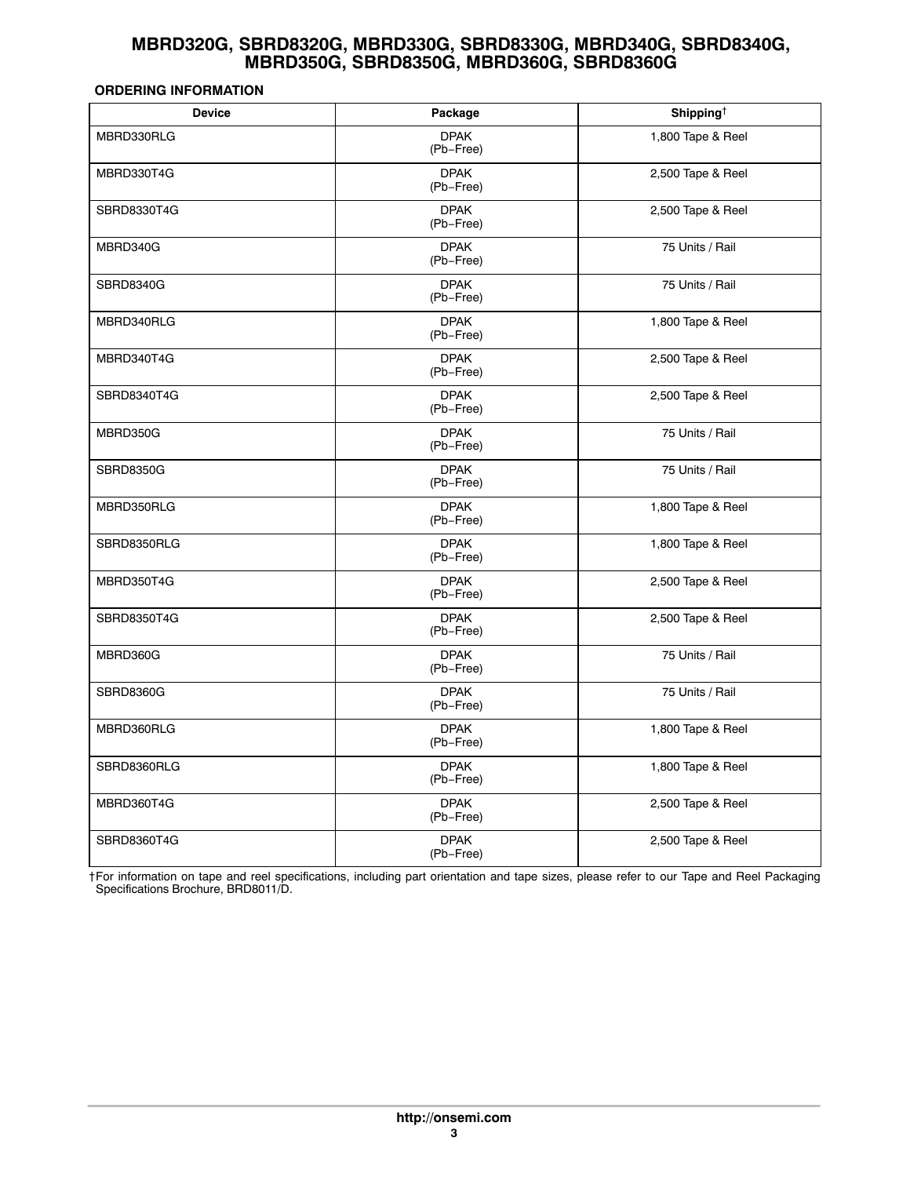**ORDERING INFORMATION**

| Device | Package | Shipping† |
|---|---|---|
| MBRD330RLG | DPAK (Pb−Free) | 1,800 Tape & Reel |
| MBRD330T4G | DPAK (Pb−Free) | 2,500 Tape & Reel |
| SBRD8330T4G | DPAK (Pb−Free) | 2,500 Tape & Reel |
| MBRD340G | DPAK (Pb−Free) | 75 Units / Rail |
| SBRD8340G | DPAK (Pb−Free) | 75 Units / Rail |
| MBRD340RLG | DPAK (Pb−Free) | 1,800 Tape & Reel |
| MBRD340T4G | DPAK (Pb−Free) | 2,500 Tape & Reel |
| SBRD8340T4G | DPAK (Pb−Free) | 2,500 Tape & Reel |
| MBRD350G | DPAK (Pb−Free) | 75 Units / Rail |
| SBRD8350G | DPAK (Pb−Free) | 75 Units / Rail |
| MBRD350RLG | DPAK (Pb−Free) | 1,800 Tape & Reel |
| SBRD8350RLG | DPAK (Pb−Free) | 1,800 Tape & Reel |
| MBRD350T4G | DPAK (Pb−Free) | 2,500 Tape & Reel |
| SBRD8350T4G | DPAK (Pb−Free) | 2,500 Tape & Reel |
| MBRD360G | DPAK (Pb−Free) | 75 Units / Rail |
| SBRD8360G | DPAK (Pb−Free) | 75 Units / Rail |
| MBRD360RLG | DPAK (Pb−Free) | 1,800 Tape & Reel |
| SBRD8360RLG | DPAK (Pb−Free) | 1,800 Tape & Reel |
| MBRD360T4G | DPAK (Pb−Free) | 2,500 Tape & Reel |
| SBRD8360T4G | DPAK (Pb−Free) | 2,500 Tape & Reel |

†For information on tape and reel specifications, including part orientation and tape sizes, please refer to our Tape and Reel Packaging Specifications Brochure, BRD8011/D.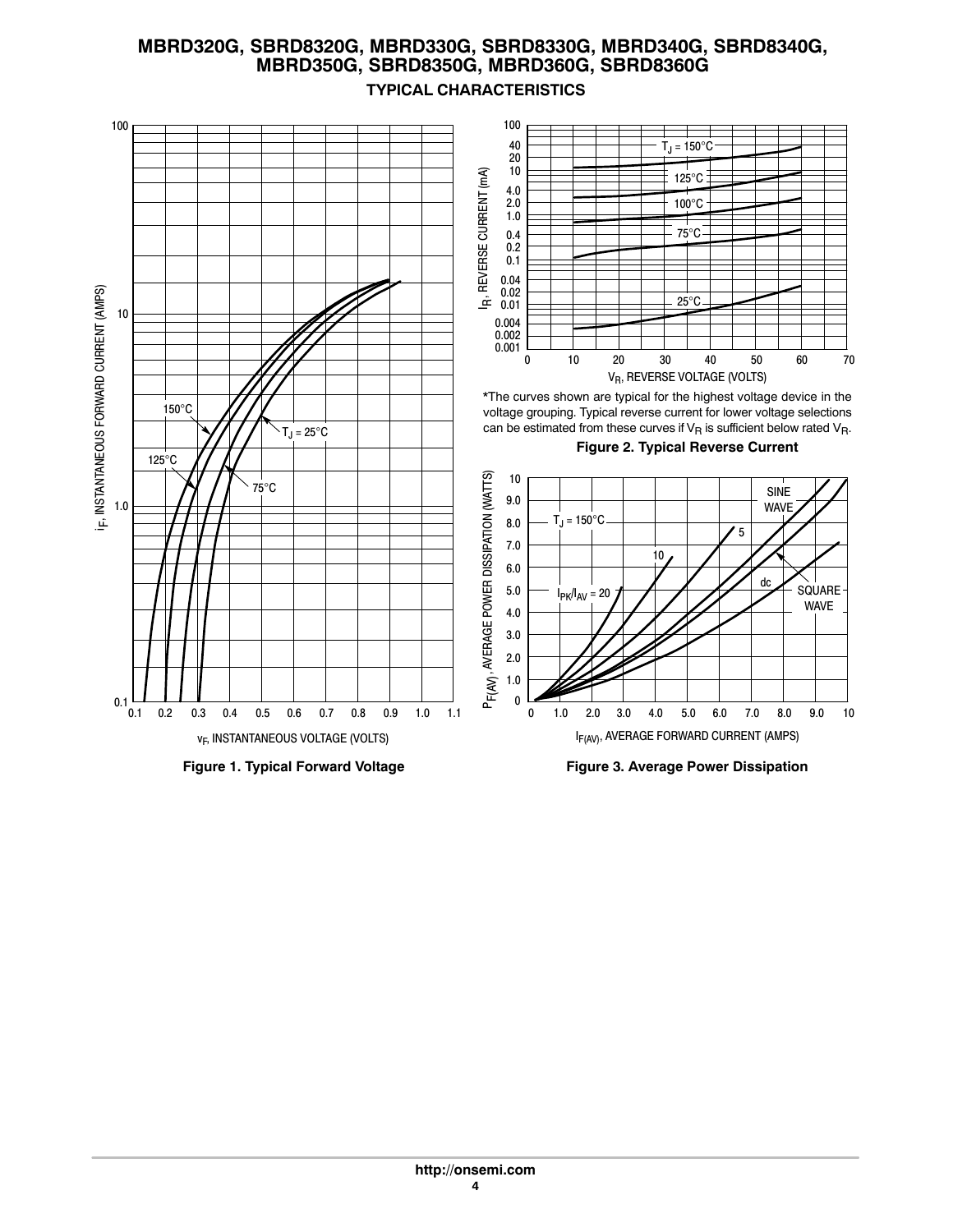## TYPICAL CHARACTERISTICS

Figure 1. Typical Forward Voltage

*The curves shown are typical for the highest voltage device in the voltage grouping. Typical reverse current for lower voltage selections can be estimated from these curves if $V_R$ is sufficient below rated $V_R$.

Figure 2. Typical Reverse Current

Figure 3. Average Power Dissipation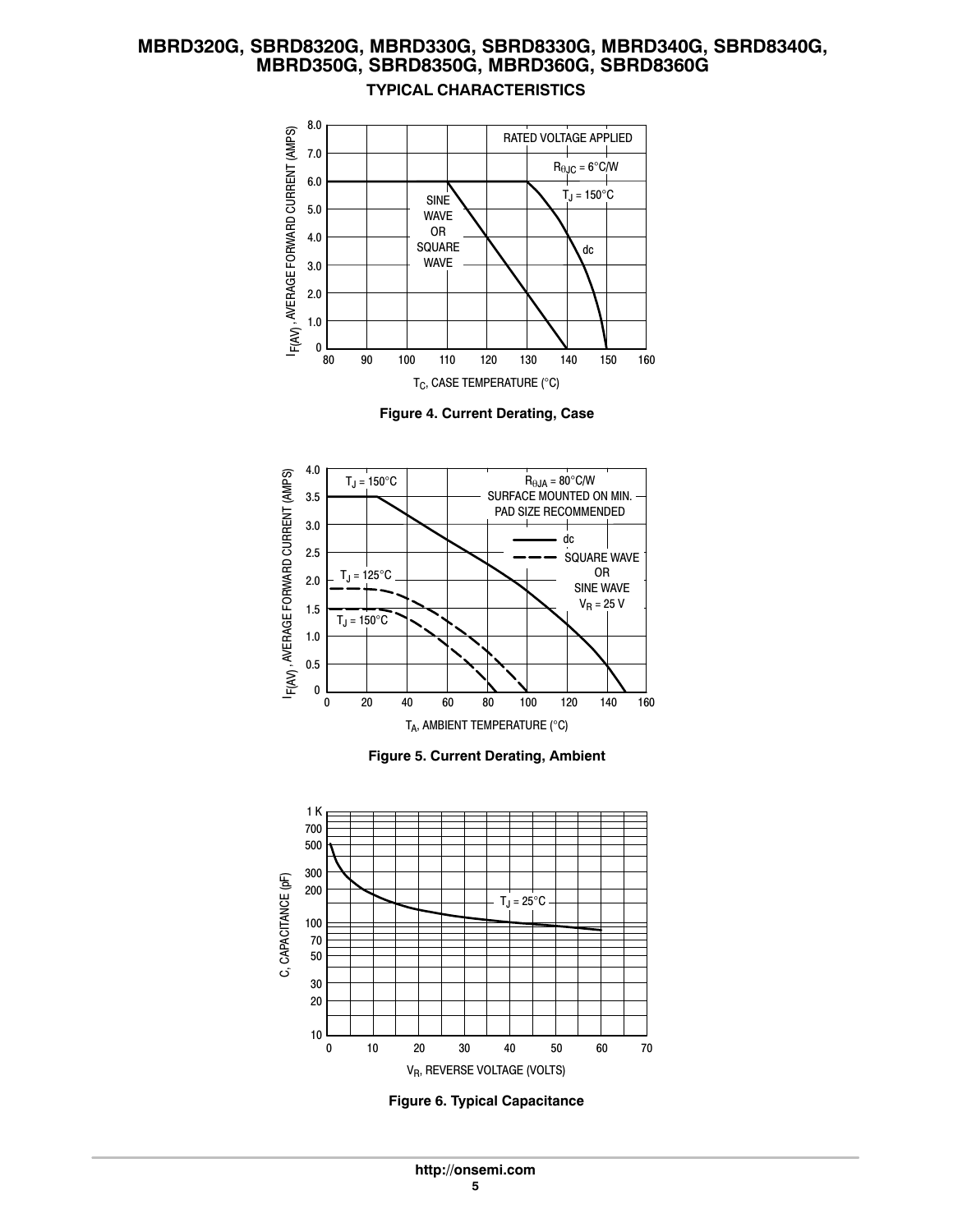## TYPICAL CHARACTERISTICS

Figure 4. Current Derating, Case

Figure 5. Current Derating, Ambient

Figure 6. Typical Capacitance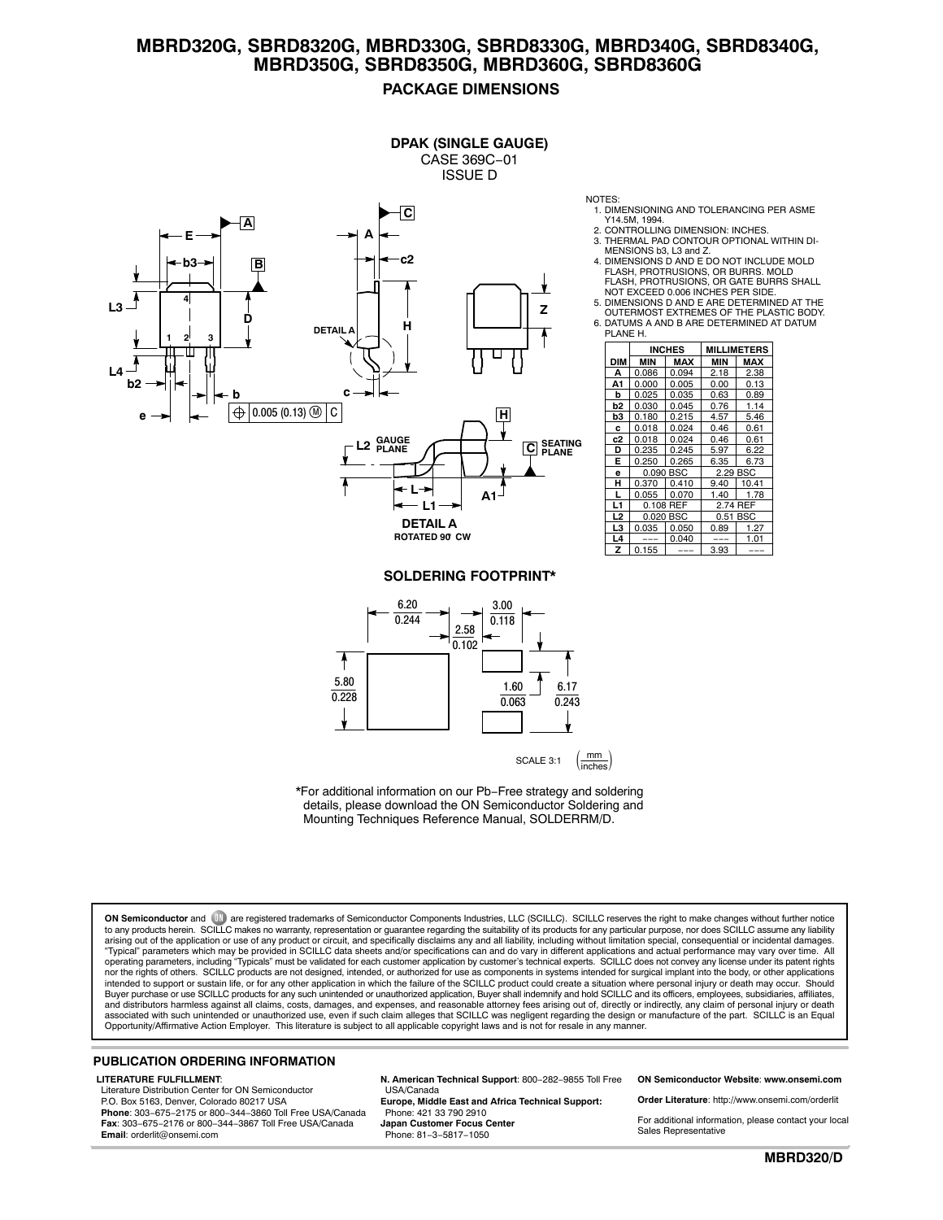## PACKAGE DIMENSIONS

**DPAK (SINGLE GAUGE)**
CASE 369C−01
ISSUE D

NOTES:
1. DIMENSIONING AND TOLERANCING PER ASME Y14.5M, 1994.
2. CONTROLLING DIMENSION: INCHES.
3. THERMAL PAD CONTOUR OPTIONAL WITHIN DIMENSIONS b3, L3 and Z.
4. DIMENSIONS D AND E DO NOT INCLUDE MOLD FLASH, PROTRUSIONS, OR BURRS. MOLD FLASH, PROTRUSIONS, OR GATE BURRS SHALL NOT EXCEED 0.006 INCHES PER SIDE.
5. DIMENSIONS D AND E ARE DETERMINED AT THE OUTERMOST EXTREMES OF THE PLASTIC BODY.
6. DATUMS A AND B ARE DETERMINED AT DATUM PLANE H.

| | INCHES | | MILLIMETERS | |
|---|---|---|---|---|
| DIM | MIN | MAX | MIN | MAX |
| A | 0.086 | 0.094 | 2.18 | 2.38 |
| A1 | 0.000 | 0.005 | 0.00 | 0.13 |
| b | 0.025 | 0.035 | 0.63 | 0.89 |
| b2 | 0.030 | 0.045 | 0.76 | 1.14 |
| b3 | 0.180 | 0.215 | 4.57 | 5.46 |
| c | 0.018 | 0.024 | 0.46 | 0.61 |
| c2 | 0.018 | 0.024 | 0.46 | 0.61 |
| D | 0.235 | 0.245 | 5.97 | 6.22 |
| E | 0.250 | 0.265 | 6.35 | 6.73 |
| e | 0.090 BSC | | 2.29 BSC | |
| H | 0.370 | 0.410 | 9.40 | 10.41 |
| L | 0.055 | 0.070 | 1.40 | 1.78 |
| L1 | 0.108 REF | | 2.74 REF | |
| L2 | 0.020 BSC | | 0.51 BSC | |
| L3 | 0.035 | 0.050 | 0.89 | 1.27 |
| L4 | --- | 0.040 | --- | 1.01 |
| Z | 0.155 | --- | 3.93 | --- |

E
A
b3
B
L3
4
D
1 2 3
L4
b2
b
e
0.005 (0.13) M C
C
A
c2
H
DETAIL A
c
Z
H
L2 GAUGE PLANE
C SEATING PLANE
L
L1
A1
DETAIL A
ROTATED 90° CW

### SOLDERING FOOTPRINT*

6.20
0.244
2.58
0.102
3.00
0.118
5.80
0.228
1.60
0.063
6.17
0.243
SCALE 3:1 (mm / inches)

*For additional information on our Pb−Free strategy and soldering details, please download the ON Semiconductor Soldering and Mounting Techniques Reference Manual, SOLDERRM/D.

**ON Semiconductor** and the ON logo are registered trademarks of Semiconductor Components Industries, LLC (SCILLC). SCILLC reserves the right to make changes without further notice to any products herein. SCILLC makes no warranty, representation or guarantee regarding the suitability of its products for any particular purpose, nor does SCILLC assume any liability arising out of the application or use of any product or circuit, and specifically disclaims any and all liability, including without limitation special, consequential or incidental damages. "Typical" parameters which may be provided in SCILLC data sheets and/or specifications can and do vary in different applications and actual performance may vary over time. All operating parameters, including "Typicals" must be validated for each customer application by customer's technical experts. SCILLC does not convey any license under its patent rights nor the rights of others. SCILLC products are not designed, intended, or authorized for use as components in systems intended for surgical implant into the body, or other applications intended to support or sustain life, or for any other application in which the failure of the SCILLC product could create a situation where personal injury or death may occur. Should Buyer purchase or use SCILLC products for any such unintended or unauthorized application, Buyer shall indemnify and hold SCILLC and its officers, employees, subsidiaries, affiliates, and distributors harmless against all claims, costs, damages, and expenses, and reasonable attorney fees arising out of, directly or indirectly, any claim of personal injury or death associated with such unintended or unauthorized use, even if such claim alleges that SCILLC was negligent regarding the design or manufacture of the part. SCILLC is an Equal Opportunity/Affirmative Action Employer. This literature is subject to all applicable copyright laws and is not for resale in any manner.

### PUBLICATION ORDERING INFORMATION

**LITERATURE FULFILLMENT**:
Literature Distribution Center for ON Semiconductor
P.O. Box 5163, Denver, Colorado 80217 USA
**Phone**: 303−675−2175 or 800−344−3860 Toll Free USA/Canada
**Fax**: 303−675−2176 or 800−344−3867 Toll Free USA/Canada
**Email**: orderlit@onsemi.com

**N. American Technical Support**: 800−282−9855 Toll Free USA/Canada
**Europe, Middle East and Africa Technical Support:**
Phone: 421 33 790 2910
**Japan Customer Focus Center**
Phone: 81−3−5817−1050

**ON Semiconductor Website**: **www.onsemi.com**

**Order Literature**: http://www.onsemi.com/orderlit

For additional information, please contact your local Sales Representative

**MBRD320/D**